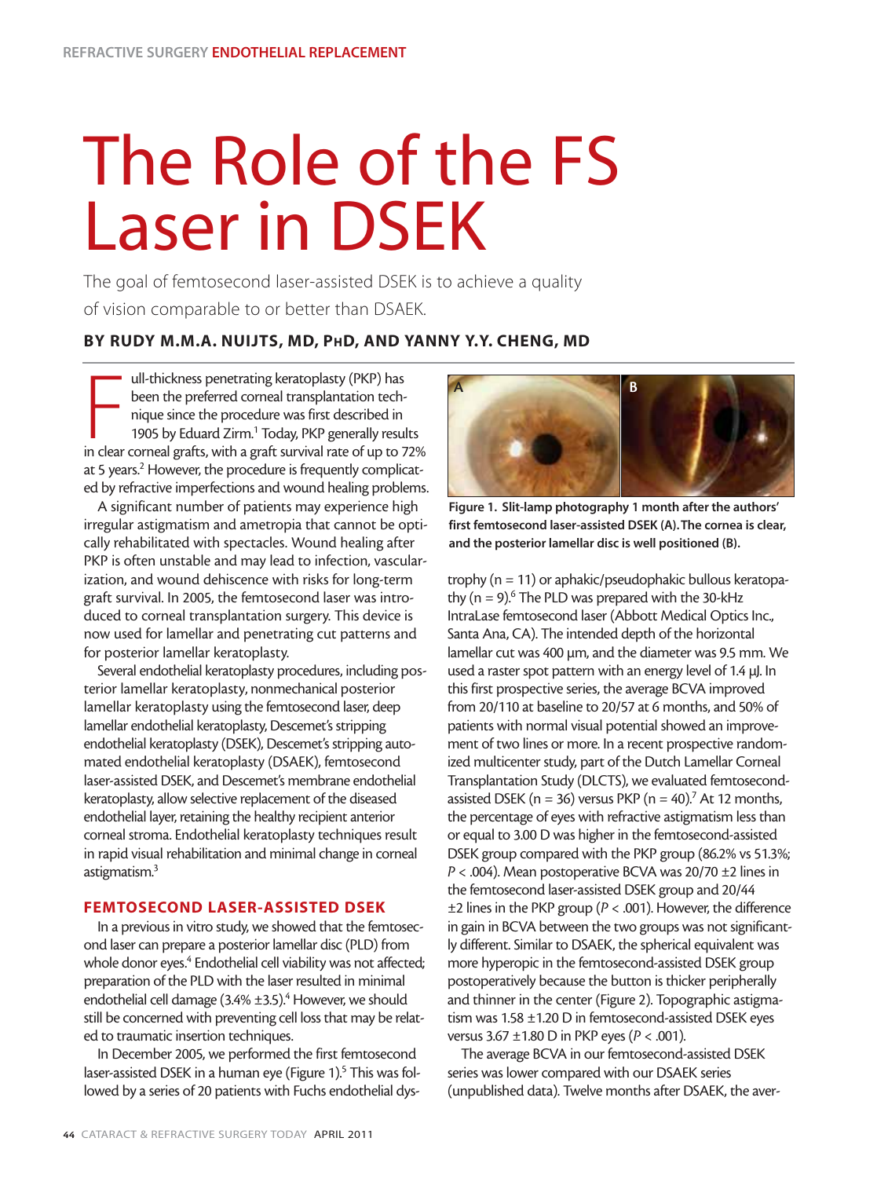# The Role of the FS Laser in DSEK

The goal of femtosecond laser-assisted DSEK is to achieve a quality of vision comparable to or better than DSAEK.

**BY RUDY M.M.A. NUIJTS, MD, PHD, AND YANNY Y.Y. CHENG, MD**

Full-thickness penetrating keratoplasty (PKP) has been the preferred corneal transplantation technique since the procedure was first described in 1905 by Eduard Zirm.[1] Today, PKP generally results in clear corneal grafts, with a graft survival rate of up to 72% at 5 years.[2] However, the procedure is frequently complicated by refractive imperfections and wound healing problems.

A significant number of patients may experience high irregular astigmatism and ametropia that cannot be optically rehabilitated with spectacles. Wound healing after PKP is often unstable and may lead to infection, vascularization, and wound dehiscence with risks for long-term graft survival. In 2005, the femtosecond laser was introduced to corneal transplantation surgery. This device is now used for lamellar and penetrating cut patterns and for posterior lamellar keratoplasty.

Several endothelial keratoplasty procedures, including posterior lamellar keratoplasty, nonmechanical posterior lamellar keratoplasty using the femtosecond laser, deep lamellar endothelial keratoplasty, Descemet's stripping endothelial keratoplasty (DSEK), Descemet's stripping automated endothelial keratoplasty (DSAEK), femtosecond laser-assisted DSEK, and Descemet's membrane endothelial keratoplasty, allow selective replacement of the diseased endothelial layer, retaining the healthy recipient anterior corneal stroma. Endothelial keratoplasty techniques result in rapid visual rehabilitation and minimal change in corneal astigmatism.[3]

## FEMTOSECOND LASER-ASSISTED DSEK

In a previous in vitro study, we showed that the femtosecond laser can prepare a posterior lamellar disc (PLD) from whole donor eyes.[4] Endothelial cell viability was not affected; preparation of the PLD with the laser resulted in minimal endothelial cell damage (3.4% ±3.5).[4] However, we should still be concerned with preventing cell loss that may be related to traumatic insertion techniques.

In December 2005, we performed the first femtosecond laser-assisted DSEK in a human eye (Figure 1).[5] This was followed by a series of 20 patients with Fuchs endothelial dystrophy (n = 11) or aphakic/pseudophakic bullous keratopathy (n = 9).[6] The PLD was prepared with the 30-kHz IntraLase femtosecond laser (Abbott Medical Optics Inc., Santa Ana, CA). The intended depth of the horizontal lamellar cut was 400 µm, and the diameter was 9.5 mm. We used a raster spot pattern with an energy level of 1.4 µJ. In this first prospective series, the average BCVA improved from 20/110 at baseline to 20/57 at 6 months, and 50% of patients with normal visual potential showed an improvement of two lines or more. In a recent prospective randomized multicenter study, part of the Dutch Lamellar Corneal Transplantation Study (DLCTS), we evaluated femtosecond-assisted DSEK (n = 36) versus PKP (n = 40).[7] At 12 months, the percentage of eyes with refractive astigmatism less than or equal to 3.00 D was higher in the femtosecond-assisted DSEK group compared with the PKP group (86.2% vs 51.3%; $P < .004$). Mean postoperative BCVA was 20/70 ±2 lines in the femtosecond laser-assisted DSEK group and 20/44 ±2 lines in the PKP group ($P < .001$). However, the difference in gain in BCVA between the two groups was not significantly different. Similar to DSAEK, the spherical equivalent was more hyperopic in the femtosecond-assisted DSEK group postoperatively because the button is thicker peripherally and thinner in the center (Figure 2). Topographic astigmatism was 1.58 ±1.20 D in femtosecond-assisted DSEK eyes versus 3.67 ±1.80 D in PKP eyes ($P < .001$).

**Figure 1. Slit-lamp photography 1 month after the authors' first femtosecond laser-assisted DSEK (A). The cornea is clear, and the posterior lamellar disc is well positioned (B).**

The average BCVA in our femtosecond-assisted DSEK series was lower compared with our DSAEK series (unpublished data). Twelve months after DSAEK, the aver-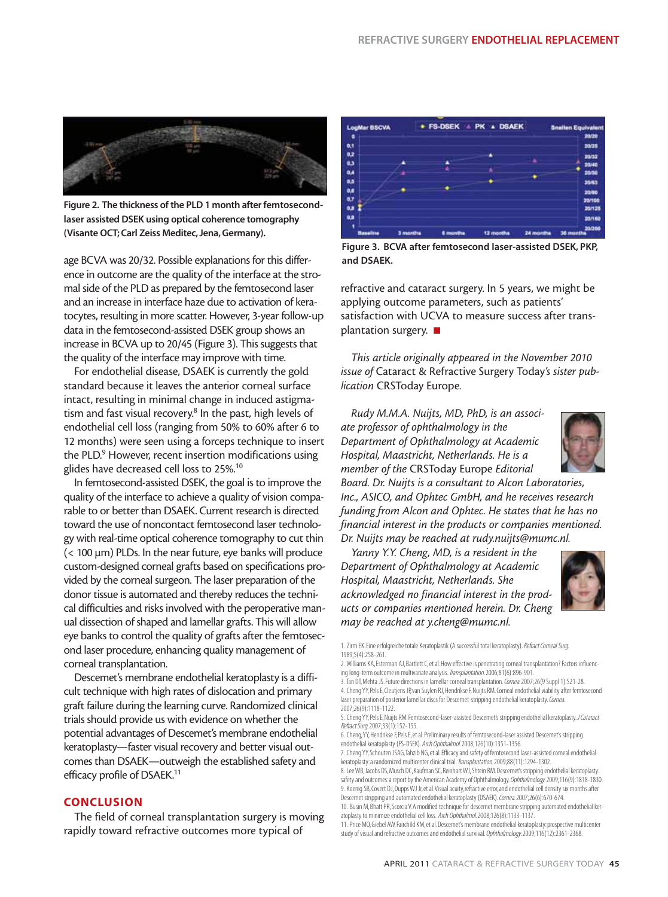Figure 2. The thickness of the PLD 1 month after femtosecond-laser assisted DSEK using optical coherence tomography (Visante OCT; Carl Zeiss Meditec, Jena, Germany).

age BCVA was 20/32. Possible explanations for this difference in outcome are the quality of the interface at the stromal side of the PLD as prepared by the femtosecond laser and an increase in interface haze due to activation of keratocytes, resulting in more scatter. However, 3-year follow-up data in the femtosecond-assisted DSEK group shows an increase in BCVA up to 20/45 (Figure 3). This suggests that the quality of the interface may improve with time.

For endothelial disease, DSAEK is currently the gold standard because it leaves the anterior corneal surface intact, resulting in minimal change in induced astigmatism and fast visual recovery.[8] In the past, high levels of endothelial cell loss (ranging from 50% to 60% after 6 to 12 months) were seen using a forceps technique to insert the PLD.[9] However, recent insertion modifications using glides have decreased cell loss to 25%.[10]

In femtosecond-assisted DSEK, the goal is to improve the quality of the interface to achieve a quality of vision comparable to or better than DSAEK. Current research is directed toward the use of noncontact femtosecond laser technology with real-time optical coherence tomography to cut thin (< 100 µm) PLDs. In the near future, eye banks will produce custom-designed corneal grafts based on specifications provided by the corneal surgeon. The laser preparation of the donor tissue is automated and thereby reduces the technical difficulties and risks involved with the peroperative manual dissection of shaped and lamellar grafts. This will allow eye banks to control the quality of grafts after the femtosecond laser procedure, enhancing quality management of corneal transplantation.

Descemet's membrane endothelial keratoplasty is a difficult technique with high rates of dislocation and primary graft failure during the learning curve. Randomized clinical trials should provide us with evidence on whether the potential advantages of Descemet's membrane endothelial keratoplasty—faster visual recovery and better visual outcomes than DSAEK—outweigh the established safety and efficacy profile of DSAEK.[11]

## CONCLUSION

The field of corneal transplantation surgery is moving rapidly toward refractive outcomes more typical of refractive and cataract surgery. In 5 years, we might be applying outcome parameters, such as patients' satisfaction with UCVA to measure success after transplantation surgery. ■

LogMar BSCVA
FS-DSEK PK DSAEK
Snellen Equivalent
0 0,1 0,2 0,3 0,4 0,5 0,6 0,7 0,8 0,9 1
20/20 20/25 20/32 20/40 20/50 20/63 20/80 20/100 20/125 20/160 20/200
Baseline 3 months 6 months 12 months 24 months 36 months

Figure 3. BCVA after femtosecond laser-assisted DSEK, PKP, and DSAEK.

*This article originally appeared in the November 2010 issue of* Cataract & Refractive Surgery Today*'s sister publication* CRSToday Europe.

*Rudy M.M.A. Nuijts, MD, PhD, is an associate professor of ophthalmology in the Department of Ophthalmology at Academic Hospital, Maastricht, Netherlands. He is a member of the* CRSToday Europe *Editorial Board. Dr. Nuijts is a consultant to Alcon Laboratories, Inc., ASICO, and Ophtec GmbH, and he receives research funding from Alcon and Ophtec. He states that he has no financial interest in the products or companies mentioned. Dr. Nuijts may be reached at rudy.nuijts@mumc.nl.*

*Yanny Y.Y. Cheng, MD, is a resident in the Department of Ophthalmology at Academic Hospital, Maastricht, Netherlands. She acknowledged no financial interest in the products or companies mentioned herein. Dr. Cheng may be reached at y.cheng@mumc.nl.*

1. Zirm EK. Eine erfolgreiche totale Keratoplastik (A successful total keratoplasty). *Refract Corneal Surg.* 1989;5(4):258-261.
2. Williams KA, Esterman AJ, Bartlett C, et al. How effective is penetrating corneal transplantation? Factors influencing long-term outcome in multivariate analysis. *Transplantation.* 2006;81(6):896-901.
3. Tan DT, Mehta JS. Future directions in lamellar corneal transplantation. *Cornea.* 2007;26(9 Suppl 1):S21-28.
4. Cheng YY, Pels E, Cleutjens JP, van Suylen RJ, Hendrikse F, Nuijts RM. Corneal endothelial viability after femtosecond laser preparation of posterior lamellar discs for Descemet-stripping endothelial keratoplasty. *Cornea.* 2007;26(9):1118-1122.
5. Cheng YY, Pels E, Nuijts RM. Femtosecond-laser-assisted Descemet's stripping endothelial keratoplasty. *J Cataract Refract Surg.* 2007;33(1):152-155.
6. Cheng, YY, Hendrikse F, Pels E, et al. Preliminary results of femtosecond-laser assisted Descemet's stripping endothelial keratoplasty (FS-DSEK). *Arch Ophthalmol.* 2008;126(10):1351-1356.
7. Cheng YY, Schouten JSAG, Tahzib NG, et al. Efficacy and safety of femtosecond laser-assisted corneal endothelial keratoplasty: a randomized multicenter clinical trial. *Transplantation.* 2009;88(11):1294-1302.
8. Lee WB, Jacobs DS, Musch DC, Kaufman SC, Reinhart WJ, Shtein RM. Descemet's stripping endothelial keratoplasty: safety and outcomes: a report by the American Academy of Ophthalmology. *Ophthalmology.* 2009;116(9):1818-1830.
9. Koenig SB, Covert DJ, Dupps WJ Jr, et al. Visual acuity, refractive error, and endothelial cell density six months after Descemet stripping and automated endothelial keratoplasty (DSAEK). *Cornea.* 2007;26(6):670-674.
10. Busin M, Bhatt PR, Scorcia V. A modified technique for descemet membrane stripping automated endothelial keratoplasty to minimize endothelial cell loss. *Arch Ophthalmol.* 2008;126(8):1133-1137.
11. Price MO, Giebel AW, Fairchild KM, et al. Descemet's membrane endothelial keratoplasty: prospective multicenter study of visual and refractive outcomes and endothelial survival. *Ophthalmology.* 2009;116(12):2361-2368.